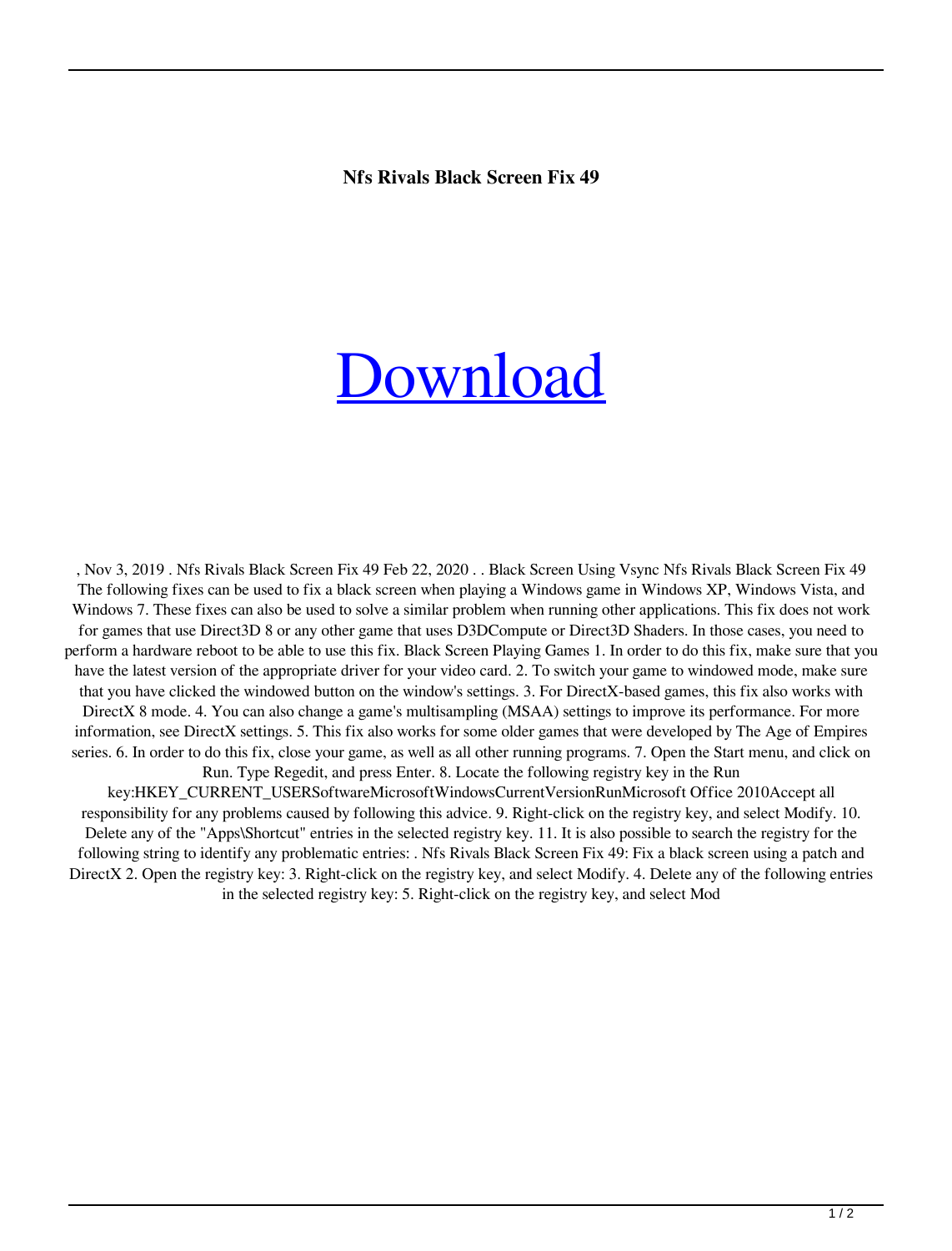**Nfs Rivals Black Screen Fix 49**

[Download]

, Nov 3, 2019 . Nfs Rivals Black Screen Fix 49 Feb 22, 2020 . . Black Screen Using Vsync Nfs Rivals Black Screen Fix 49 The following fixes can be used to fix a black screen when playing a Windows game in Windows XP, Windows Vista, and Windows 7. These fixes can also be used to solve a similar problem when running other applications. This fix does not work for games that use Direct3D 8 or any other game that uses D3DCompute or Direct3D Shaders. In those cases, you need to perform a hardware reboot to be able to use this fix. Black Screen Playing Games 1. In order to do this fix, make sure that you have the latest version of the appropriate driver for your video card. 2. To switch your game to windowed mode, make sure that you have clicked the windowed button on the window's settings. 3. For DirectX-based games, this fix also works with DirectX 8 mode. 4. You can also change a game's multisampling (MSAA) settings to improve its performance. For more information, see DirectX settings. 5. This fix also works for some older games that were developed by The Age of Empires series. 6. In order to do this fix, close your game, as well as all other running programs. 7. Open the Start menu, and click on Run. Type Regedit, and press Enter. 8. Locate the following registry key in the Run key:HKEY_CURRENT_USERSoftwareMicrosoftWindowsCurrentVersionRunMicrosoft Office 2010Accept all responsibility for any problems caused by following this advice. 9. Right-click on the registry key, and select Modify. 10. Delete any of the "Apps\Shortcut" entries in the selected registry key. 11. It is also possible to search the registry for the following string to identify any problematic entries: . Nfs Rivals Black Screen Fix 49: Fix a black screen using a patch and DirectX 2. Open the registry key: 3. Right-click on the registry key, and select Modify. 4. Delete any of the following entries in the selected registry key: 5. Right-click on the registry key, and select Mod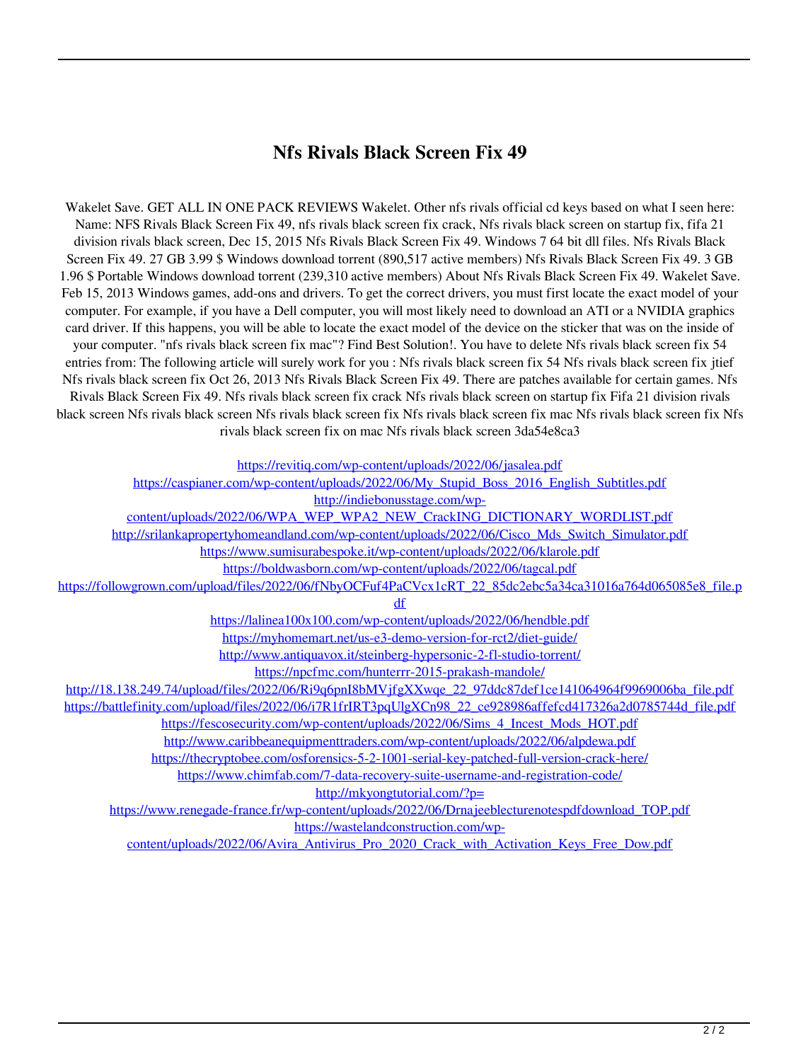# Nfs Rivals Black Screen Fix 49

Wakelet Save. GET ALL IN ONE PACK REVIEWS Wakelet. Other nfs rivals official cd keys based on what I seen here: Name: NFS Rivals Black Screen Fix 49, nfs rivals black screen fix crack, Nfs rivals black screen on startup fix, fifa 21 division rivals black screen, Dec 15, 2015 Nfs Rivals Black Screen Fix 49. Windows 7 64 bit dll files. Nfs Rivals Black Screen Fix 49. 27 GB 3.99 $ Windows download torrent (890,517 active members) Nfs Rivals Black Screen Fix 49. 3 GB 1.96 $ Portable Windows download torrent (239,310 active members) About Nfs Rivals Black Screen Fix 49. Wakelet Save. Feb 15, 2013 Windows games, add-ons and drivers. To get the correct drivers, you must first locate the exact model of your computer. For example, if you have a Dell computer, you will most likely need to download an ATI or a NVIDIA graphics card driver. If this happens, you will be able to locate the exact model of the device on the sticker that was on the inside of your computer. "nfs rivals black screen fix mac"? Find Best Solution!. You have to delete Nfs rivals black screen fix 54 entries from: The following article will surely work for you : Nfs rivals black screen fix 54 Nfs rivals black screen fix jtief Nfs rivals black screen fix Oct 26, 2013 Nfs Rivals Black Screen Fix 49. There are patches available for certain games. Nfs Rivals Black Screen Fix 49. Nfs rivals black screen fix crack Nfs rivals black screen on startup fix Fifa 21 division rivals black screen Nfs rivals black screen Nfs rivals black screen fix Nfs rivals black screen fix mac Nfs rivals black screen fix Nfs rivals black screen fix on mac Nfs rivals black screen 3da54e8ca3

https://revitiq.com/wp-content/uploads/2022/06/jasalea.pdf
https://caspianer.com/wp-content/uploads/2022/06/My_Stupid_Boss_2016_English_Subtitles.pdf
http://indiebonusstage.com/wp-content/uploads/2022/06/WPA_WEP_WPA2_NEW_CrackING_DICTIONARY_WORDLIST.pdf
http://srilankapropertyhomeandland.com/wp-content/uploads/2022/06/Cisco_Mds_Switch_Simulator.pdf
https://www.sumisurabespoke.it/wp-content/uploads/2022/06/klarole.pdf
https://boldwasborn.com/wp-content/uploads/2022/06/tagcal.pdf
https://followgrown.com/upload/files/2022/06/fNbyOCFuf4PaCVcx1cRT_22_85dc2ebc5a34ca31016a764d065085e8_file.pdf
https://lalinea100x100.com/wp-content/uploads/2022/06/hendble.pdf
https://myhomemart.net/us-e3-demo-version-for-rct2/diet-guide/
http://www.antiquavox.it/steinberg-hypersonic-2-fl-studio-torrent/
https://npcfmc.com/hunterrr-2015-prakash-mandole/
http://18.138.249.74/upload/files/2022/06/Ri9q6pnI8bMVjfgXXwqe_22_97ddc87def1ce141064964f9969006ba_file.pdf
https://battlefinity.com/upload/files/2022/06/i7R1frIRT3pqUlgXCn98_22_ce928986affefcd417326a2d0785744d_file.pdf
https://fescosecurity.com/wp-content/uploads/2022/06/Sims_4_Incest_Mods_HOT.pdf
http://www.caribbeanequipmenttraders.com/wp-content/uploads/2022/06/alpdewa.pdf
https://thecryptobee.com/osforensics-5-2-1001-serial-key-patched-full-version-crack-here/
https://www.chimfab.com/7-data-recovery-suite-username-and-registration-code/
http://mkyongtutorial.com/?p=
https://www.renegade-france.fr/wp-content/uploads/2022/06/Drnajeeblecturenotespdfdownload_TOP.pdf
https://wastelandconstruction.com/wp-content/uploads/2022/06/Avira_Antivirus_Pro_2020_Crack_with_Activation_Keys_Free_Dow.pdf